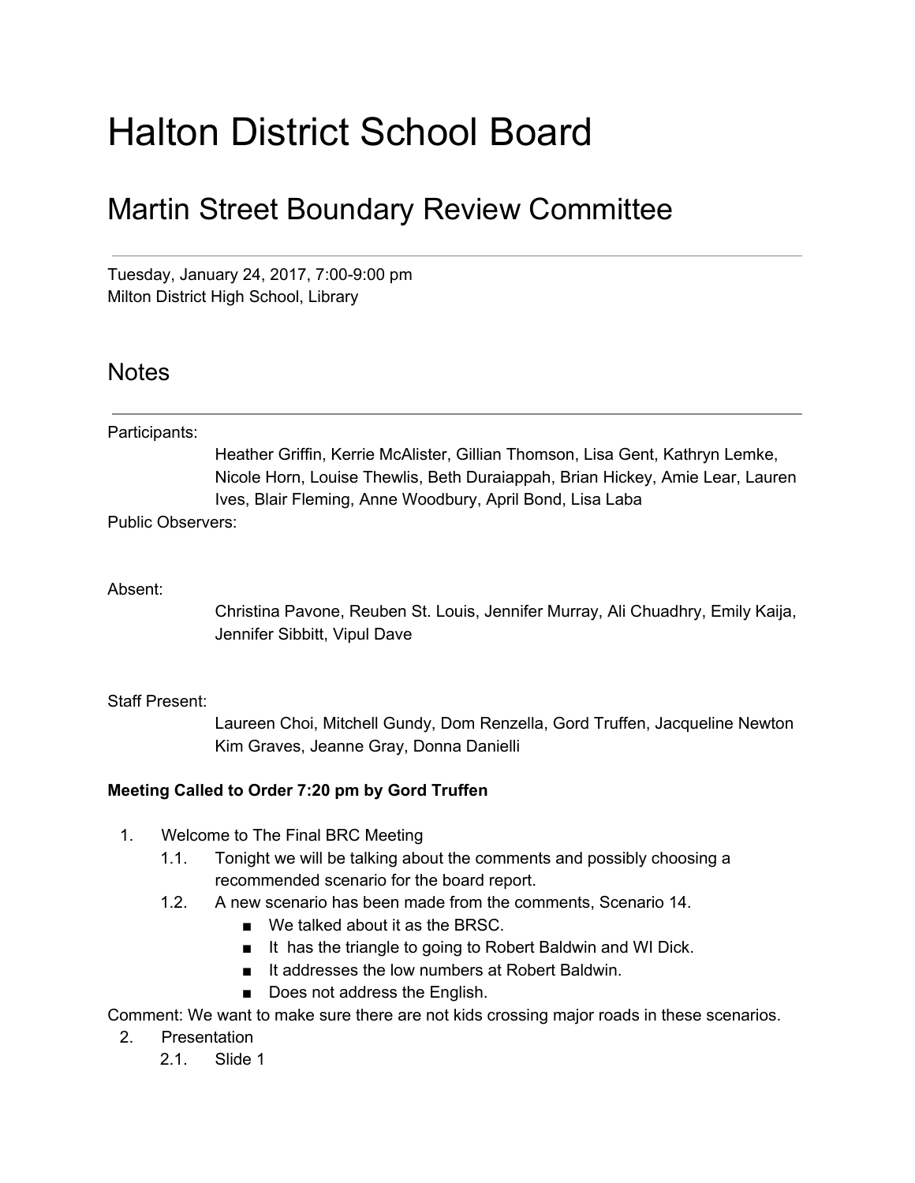# Halton District School Board

## Martin Street Boundary Review Committee

Tuesday, January 24, 2017, 7:00-9:00 pm
Milton District High School, Library

## Notes

Participants:
Heather Griffin, Kerrie McAlister, Gillian Thomson, Lisa Gent, Kathryn Lemke, Nicole Horn, Louise Thewlis, Beth Duraiappah, Brian Hickey, Amie Lear, Lauren Ives, Blair Fleming, Anne Woodbury, April Bond, Lisa Laba

Public Observers:

Absent:
Christina Pavone, Reuben St. Louis, Jennifer Murray, Ali Chuadhry, Emily Kaija, Jennifer Sibbitt, Vipul Dave

Staff Present:
Laureen Choi, Mitchell Gundy, Dom Renzella, Gord Truffen, Jacqueline Newton Kim Graves, Jeanne Gray, Donna Danielli

**Meeting Called to Order 7:20 pm by Gord Truffen**

1. Welcome to The Final BRC Meeting
   1.1. Tonight we will be talking about the comments and possibly choosing a recommended scenario for the board report.
   1.2. A new scenario has been made from the comments, Scenario 14.
      - We talked about it as the BRSC.
      - It has the triangle to going to Robert Baldwin and WI Dick.
      - It addresses the low numbers at Robert Baldwin.
      - Does not address the English.

Comment: We want to make sure there are not kids crossing major roads in these scenarios.

2. Presentation
   2.1. Slide 1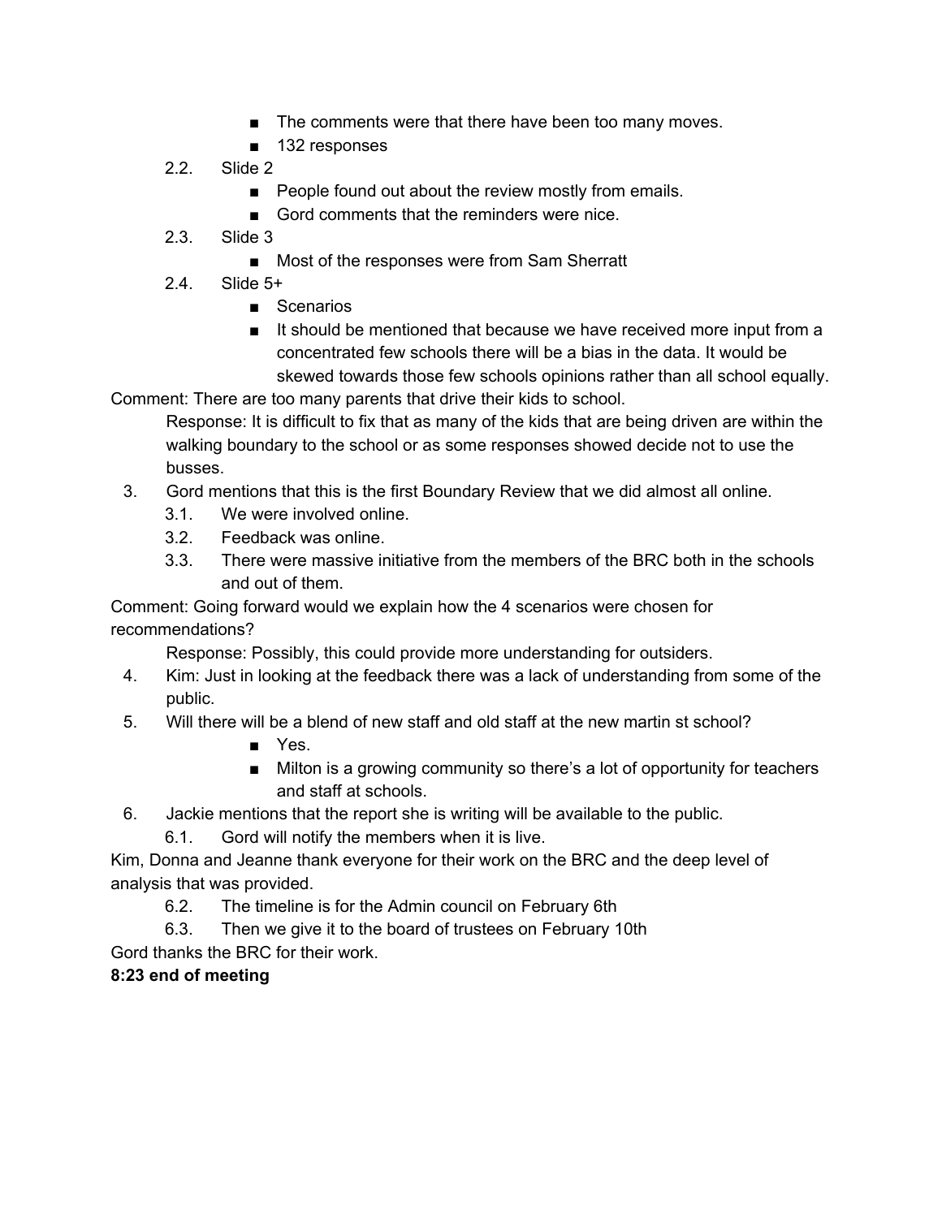- The comments were that there have been too many moves.
        - 132 responses
    2.2. Slide 2
        - People found out about the review mostly from emails.
        - Gord comments that the reminders were nice.
    2.3. Slide 3
        - Most of the responses were from Sam Sherratt
    2.4. Slide 5+
        - Scenarios
        - It should be mentioned that because we have received more input from a concentrated few schools there will be a bias in the data. It would be skewed towards those few schools opinions rather than all school equally.

Comment: There are too many parents that drive their kids to school.

Response: It is difficult to fix that as many of the kids that are being driven are within the walking boundary to the school or as some responses showed decide not to use the busses.

3. Gord mentions that this is the first Boundary Review that we did almost all online.
    3.1. We were involved online.
    3.2. Feedback was online.
    3.3. There were massive initiative from the members of the BRC both in the schools and out of them.

Comment: Going forward would we explain how the 4 scenarios were chosen for recommendations?

Response: Possibly, this could provide more understanding for outsiders.

4. Kim: Just in looking at the feedback there was a lack of understanding from some of the public.
5. Will there will be a blend of new staff and old staff at the new martin st school?
    - Yes.
    - Milton is a growing community so there's a lot of opportunity for teachers and staff at schools.
6. Jackie mentions that the report she is writing will be available to the public.
    6.1. Gord will notify the members when it is live.

Kim, Donna and Jeanne thank everyone for their work on the BRC and the deep level of analysis that was provided.

    6.2. The timeline is for the Admin council on February 6th
    6.3. Then we give it to the board of trustees on February 10th

Gord thanks the BRC for their work.

**8:23 end of meeting**